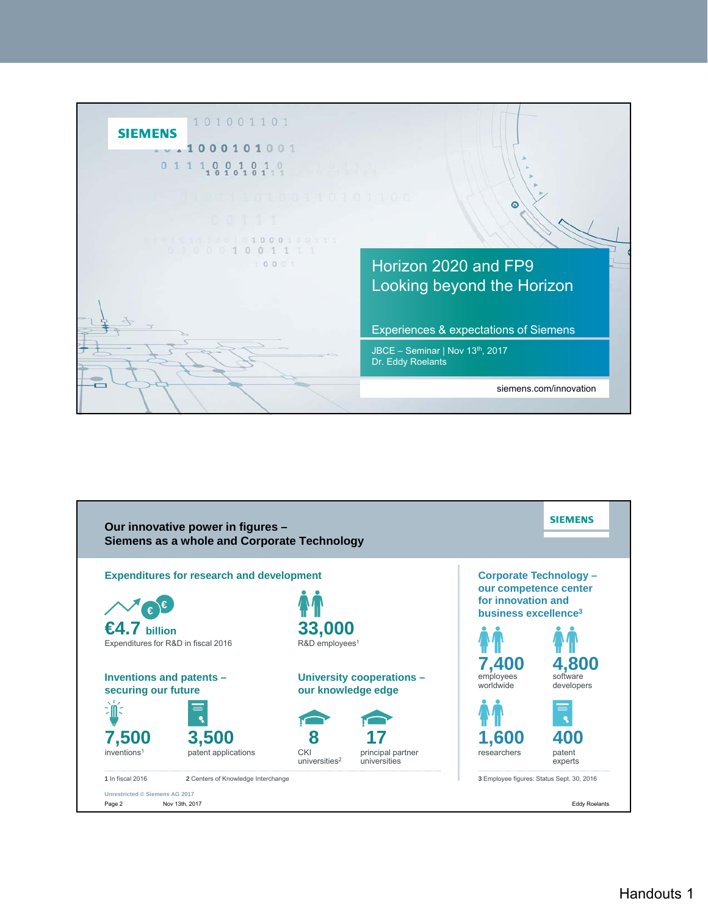SIEMENS

# Horizon 2020 and FP9
# Looking beyond the Horizon

Experiences & expectations of Siemens

JBCE – Seminar | Nov 13th, 2017
Dr. Eddy Roelants

siemens.com/innovation

---

## Our innovative power in figures – Siemens as a whole and Corporate Technology

SIEMENS

### Expenditures for research and development

**€4.7 billion**
Expenditures for R&D in fiscal 2016

**33,000**
R&D employees[1]

### Inventions and patents – securing our future

**7,500**
inventions[1]

**3,500**
patent applications

### University cooperations – our knowledge edge

**8**
CKI universities[2]

**17**
principal partner universities

### Corporate Technology – our competence center for innovation and business excellence[3]

**7,400**
employees worldwide

**4,800**
software developers

**1,600**
researchers

**400**
patent experts

1 In fiscal 2016 2 Centers of Knowledge Interchange

3 Employee figures: Status Sept. 30, 2016

Unrestricted © Siemens AG 2017

Page 2 Nov 13th, 2017 Eddy Roelants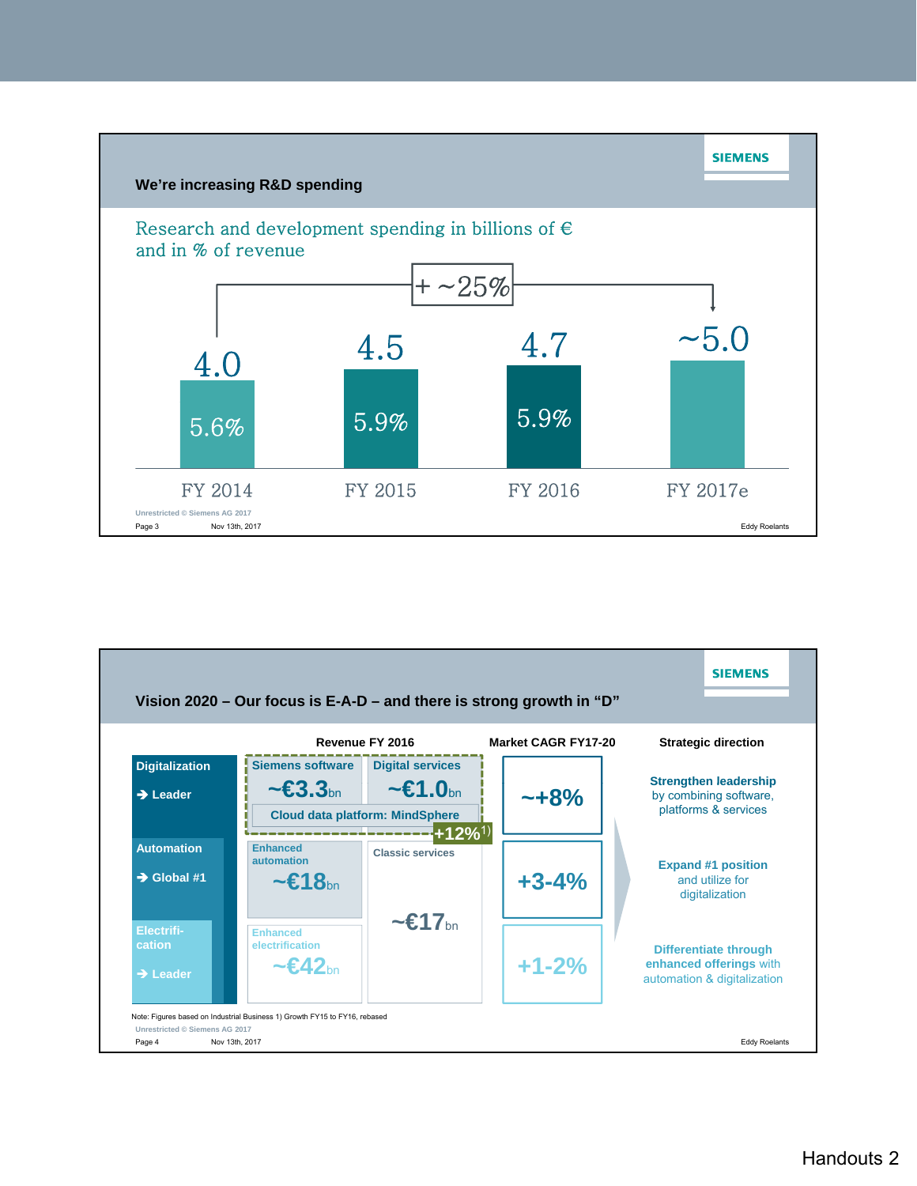## We're increasing R&D spending

Research and development spending in billions of € and in % of revenue

| | FY 2014 | FY 2015 | FY 2016 | FY 2017e |
|---|---|---|---|---|
| R&D spending (bn €) | 4.0 | 4.5 | 4.7 | ~5.0 |
| % of revenue | 5.6% | 5.9% | 5.9% | |

+ ~25% (FY 2014 to FY 2017e)

Unrestricted © Siemens AG 2017

Page 3 Nov 13th, 2017 Eddy Roelants

## Vision 2020 – Our focus is E-A-D – and there is strong growth in "D"

| | Revenue FY 2016 | | Market CAGR FY17-20 | Strategic direction |
|---|---|---|---|---|
| Digitalization → Leader | Siemens software ~€3.3bn | Digital services ~€1.0bn | ~+8% | **Strengthen leadership** by combining software, platforms & services |
| | Cloud data platform: MindSphere (+12%[1]) | | | |
| Automation → Global #1 | Enhanced automation ~€18bn | Classic services ~€17bn | +3-4% | **Expand #1 position** and utilize for digitalization |
| Electrification → Leader | Enhanced electrification ~€42bn | | +1-2% | **Differentiate through enhanced offerings** with automation & digitalization |

Note: Figures based on Industrial Business 1) Growth FY15 to FY16, rebased

Unrestricted © Siemens AG 2017

Page 4 Nov 13th, 2017 Eddy Roelants

Handouts 2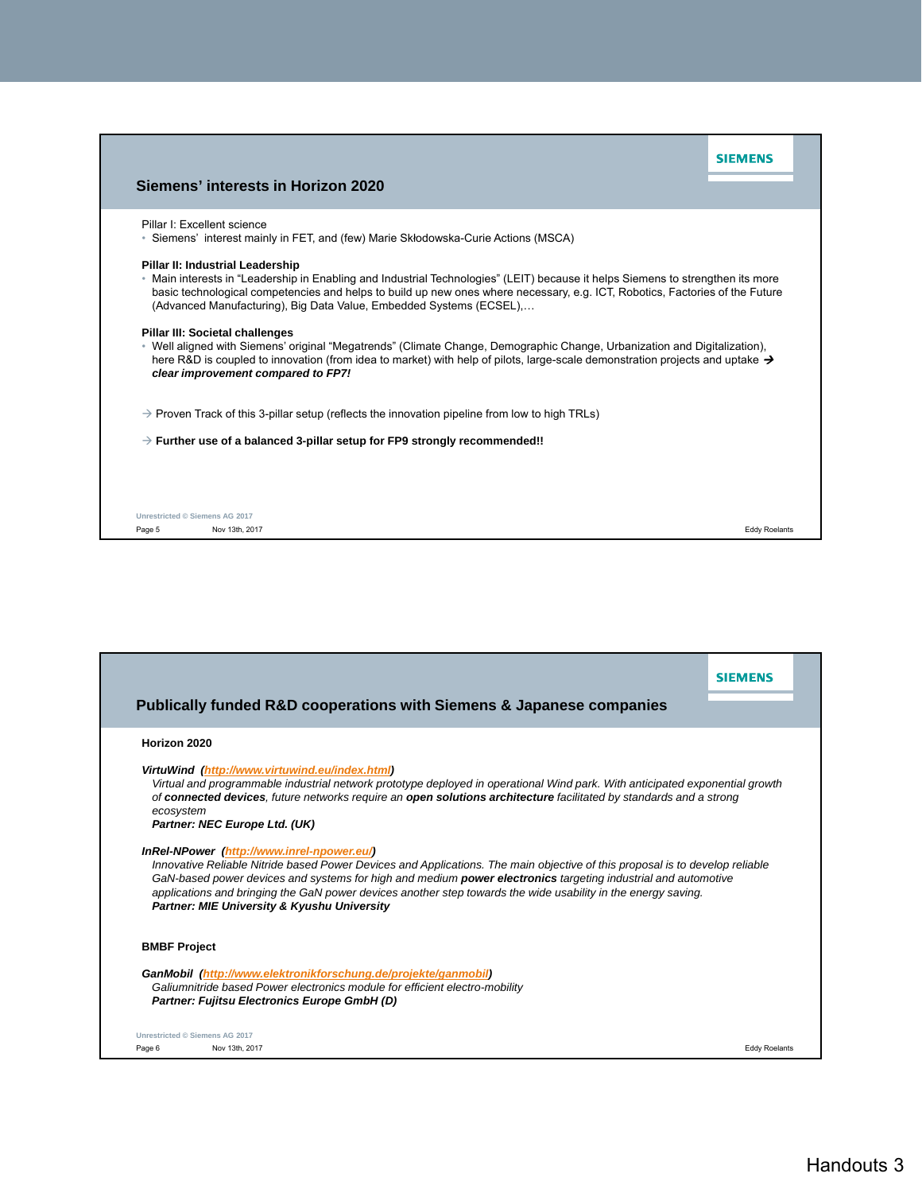## Siemens' interests in Horizon 2020

Pillar I: Excellent science

- Siemens' interest mainly in FET, and (few) Marie Skłodowska-Curie Actions (MSCA)

**Pillar II: Industrial Leadership**

- Main interests in "Leadership in Enabling and Industrial Technologies" (LEIT) because it helps Siemens to strengthen its more basic technological competencies and helps to build up new ones where necessary, e.g. ICT, Robotics, Factories of the Future (Advanced Manufacturing), Big Data Value, Embedded Systems (ECSEL),…

**Pillar III: Societal challenges**

- Well aligned with Siemens' original "Megatrends" (Climate Change, Demographic Change, Urbanization and Digitalization), here R&D is coupled to innovation (from idea to market) with help of pilots, large-scale demonstration projects and uptake → ***clear improvement compared to FP7!***

→ Proven Track of this 3-pillar setup (reflects the innovation pipeline from low to high TRLs)

→ **Further use of a balanced 3-pillar setup for FP9 strongly recommended!!**

## Publically funded R&D cooperations with Siemens & Japanese companies

**Horizon 2020**

***VirtuWind (http://www.virtuwind.eu/index.html)***

*Virtual and programmable industrial network prototype deployed in operational Wind park. With anticipated exponential growth of **connected devices**, future networks require an **open solutions architecture** facilitated by standards and a strong ecosystem*

***Partner: NEC Europe Ltd. (UK)***

***InRel-NPower (http://www.inrel-npower.eu/)***

*Innovative Reliable Nitride based Power Devices and Applications. The main objective of this proposal is to develop reliable GaN-based power devices and systems for high and medium **power electronics** targeting industrial and automotive applications and bringing the GaN power devices another step towards the wide usability in the energy saving.*

***Partner: MIE University & Kyushu University***

**BMBF Project**

***GanMobil (http://www.elektronikforschung.de/projekte/ganmobil)***

*Galiumnitride based Power electronics module for efficient electro-mobility*

***Partner: Fujitsu Electronics Europe GmbH (D)***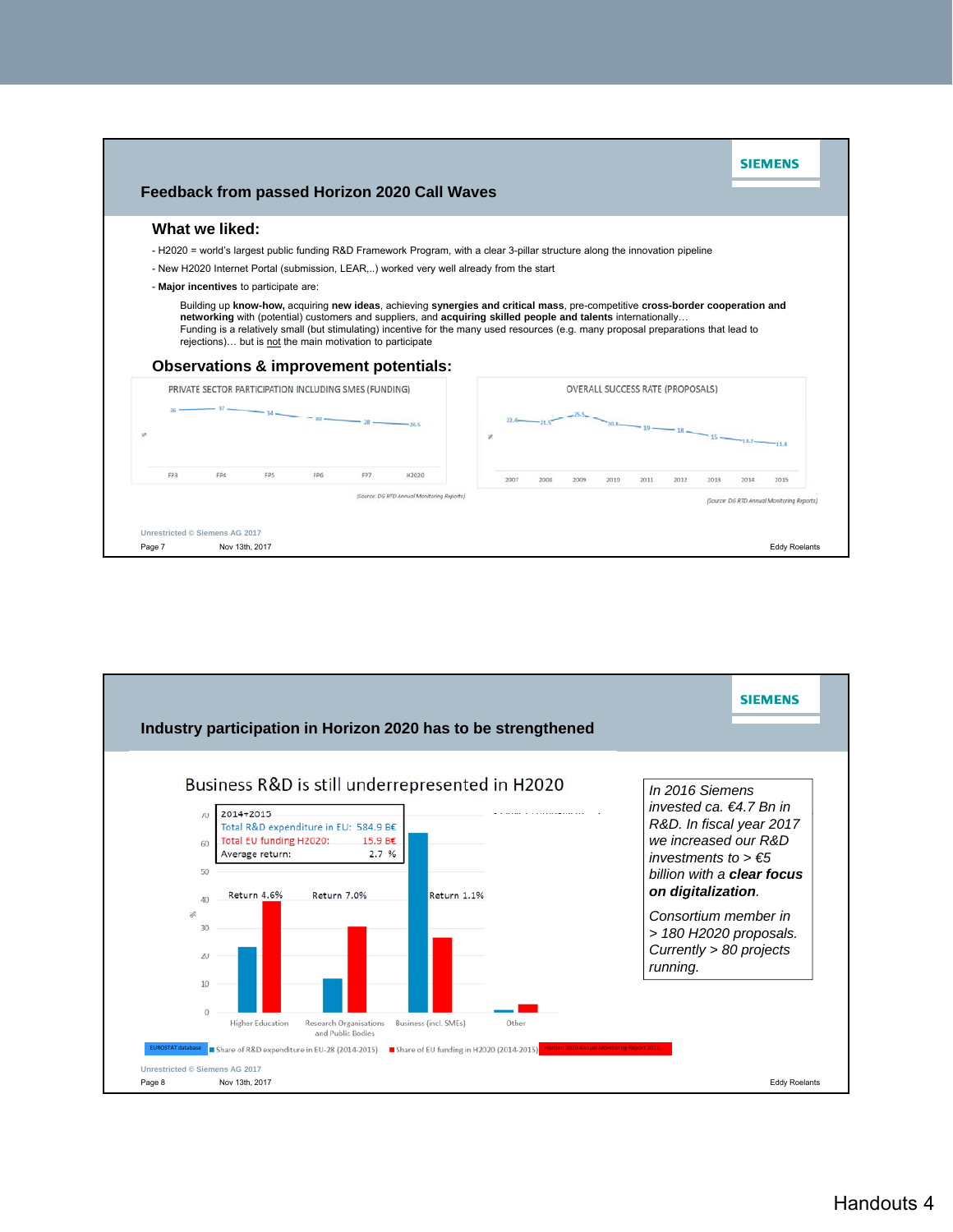## Feedback from passed Horizon 2020 Call Waves

### What we liked:

- H2020 = world's largest public funding R&D Framework Program, with a clear 3-pillar structure along the innovation pipeline
- New H2020 Internet Portal (submission, LEAR,..) worked very well already from the start
- **Major incentives** to participate are:

  Building up **know-how,** acquiring **new ideas**, achieving **synergies and critical mass**, pre-competitive **cross-border cooperation and networking** with (potential) customers and suppliers, and **acquiring skilled people and talents** internationally…
  Funding is a relatively small (but stimulating) incentive for the many used resources (e.g. many proposal preparations that lead to rejections)… but is not the main motivation to participate

### Observations & improvement potentials:

PRIVATE SECTOR PARTICIPATION INCLUDING SMES (FUNDING)

| | FP3 | FP4 | FP5 | FP6 | FP7 | H2020 |
|---|---|---|---|---|---|---|
| % | 36 | 37 | 34 | 30 | 28 | 26.5 |

(Source: DG RTD Annual Monitoring Reports)

OVERALL SUCCESS RATE (PROPOSALS)

| | 2007 | 2008 | 2009 | 2010 | 2011 | 2012 | 2013 | 2014 | 2015 |
|---|---|---|---|---|---|---|---|---|---|
| % | 22.4 | 21.5 | 25.5 | 20.1 | 19 | 18 | 15 | 14.7 | 11.8 |

(Source: DG RTD Annual Monitoring Reports)

Unrestricted © Siemens AG 2017

Page 7 Nov 13th, 2017 Eddy Roelants

## Industry participation in Horizon 2020 has to be strengthened

### Business R&D is still underrepresented in H2020

| 2014+2015 | |
|---|---|
| Total R&D expenditure in EU: | 584.9 B€ |
| Total EU funding H2020: | 15.9 B€ |
| Average return: | 2.7 % |

| | Higher Education | Research Organisations and Public Bodies | Business (incl. SMEs) | Other |
|---|---|---|---|---|
| Return | 4.6% | 7.0% | 1.1% | |

EUROSTAT database ■ Share of R&D expenditure in EU-28 (2014-2015) ■ Share of EU funding in H2020 (2014-2015) Horizon 2020 Annual Monitoring Report 2015

*In 2016 Siemens invested ca. €4.7 Bn in R&D. In fiscal year 2017 we increased our R&D investments to > €5 billion with a **clear focus on digitalization**.*

*Consortium member in > 180 H2020 proposals. Currently > 80 projects running.*

Unrestricted © Siemens AG 2017

Page 8 Nov 13th, 2017 Eddy Roelants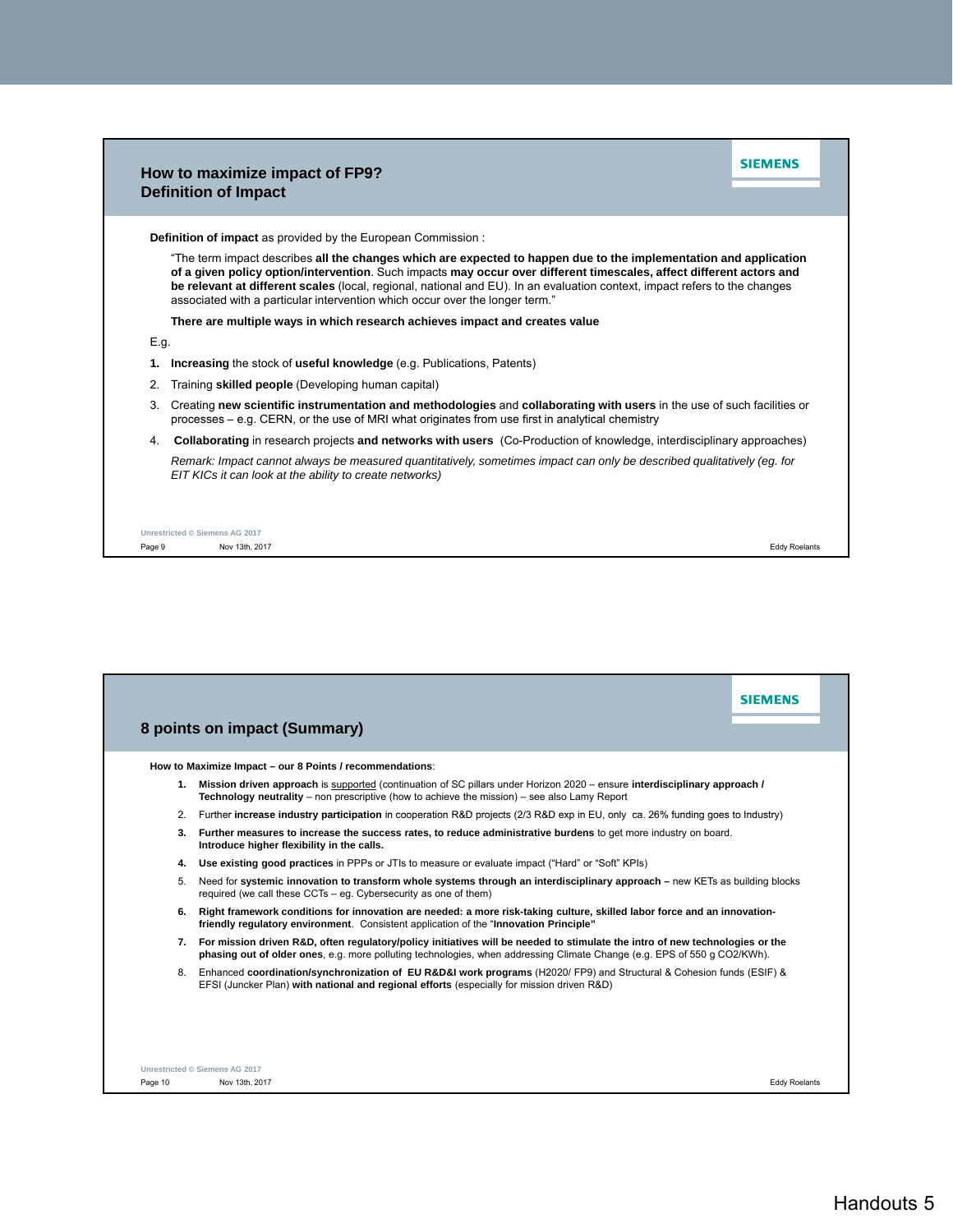## How to maximize impact of FP9?
## Definition of Impact

**Definition of impact** as provided by the European Commission :

"The term impact describes **all the changes which are expected to happen due to the implementation and application of a given policy option/intervention**. Such impacts **may occur over different timescales, affect different actors and be relevant at different scales** (local, regional, national and EU). In an evaluation context, impact refers to the changes associated with a particular intervention which occur over the longer term."

**There are multiple ways in which research achieves impact and creates value**

E.g.

1. **Increasing** the stock of **useful knowledge** (e.g. Publications, Patents)
2. Training **skilled people** (Developing human capital)
3. Creating **new scientific instrumentation and methodologies** and **collaborating with users** in the use of such facilities or processes – e.g. CERN, or the use of MRI what originates from use first in analytical chemistry
4. **Collaborating** in research projects **and networks with users** (Co-Production of knowledge, interdisciplinary approaches)

*Remark: Impact cannot always be measured quantitatively, sometimes impact can only be described qualitatively (eg. for EIT KICs it can look at the ability to create networks)*

## 8 points on impact (Summary)

**How to Maximize Impact – our 8 Points / recommendations**:

1. **Mission driven approach** is supported (continuation of SC pillars under Horizon 2020 – ensure **interdisciplinary approach / Technology neutrality** – non prescriptive (how to achieve the mission) – see also Lamy Report
2. Further **increase industry participation** in cooperation R&D projects (2/3 R&D exp in EU, only ca. 26% funding goes to Industry)
3. **Further measures to increase the success rates, to reduce administrative burdens** to get more industry on board. **Introduce higher flexibility in the calls.**
4. **Use existing good practices** in PPPs or JTIs to measure or evaluate impact ("Hard" or "Soft" KPIs)
5. Need for **systemic innovation to transform whole systems through an interdisciplinary approach –** new KETs as building blocks required (we call these CCTs – eg. Cybersecurity as one of them)
6. **Right framework conditions for innovation are needed: a more risk-taking culture, skilled labor force and an innovation-friendly regulatory environment**. Consistent application of the "**Innovation Principle"**
7. **For mission driven R&D, often regulatory/policy initiatives will be needed to stimulate the intro of new technologies or the phasing out of older ones**, e.g. more polluting technologies, when addressing Climate Change (e.g. EPS of 550 g CO2/KWh).
8. Enhanced **coordination/synchronization of EU R&D&I work programs** (H2020/ FP9) and Structural & Cohesion funds (ESIF) & EFSI (Juncker Plan) **with national and regional efforts** (especially for mission driven R&D)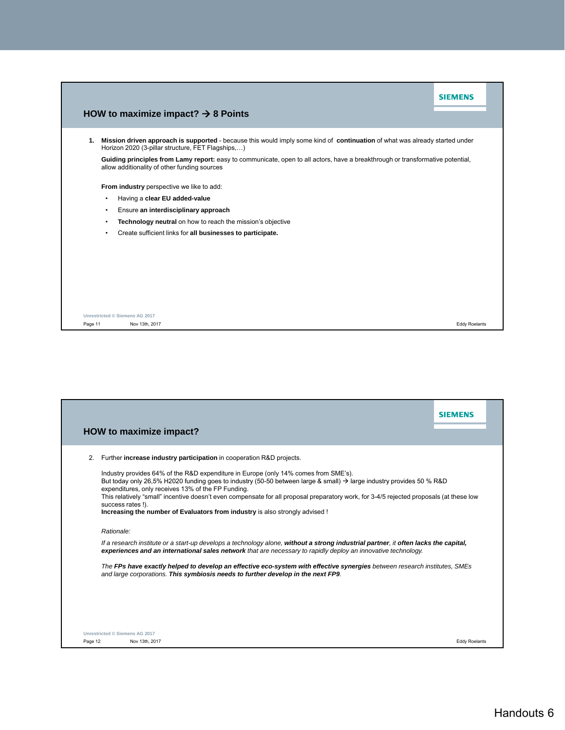## HOW to maximize impact? → 8 Points

1. **Mission driven approach is supported** - because this would imply some kind of **continuation** of what was already started under Horizon 2020 (3-pillar structure, FET Flagships,…)

   **Guiding principles from Lamy report:** easy to communicate, open to all actors, have a breakthrough or transformative potential, allow additionality of other funding sources

   **From industry** perspective we like to add:

   - Having a **clear EU added-value**
   - Ensure **an interdisciplinary approach**
   - **Technology neutral** on how to reach the mission's objective
   - Create sufficient links for **all businesses to participate.**

## HOW to maximize impact?

2. Further **increase industry participation** in cooperation R&D projects.

   Industry provides 64% of the R&D expenditure in Europe (only 14% comes from SME's).
   But today only 26,5% H2020 funding goes to industry (50-50 between large & small) → large industry provides 50 % R&D expenditures, only receives 13% of the FP Funding.
   This relatively "small" incentive doesn't even compensate for all proposal preparatory work, for 3-4/5 rejected proposals (at these low success rates !).
   **Increasing the number of Evaluators from industry** is also strongly advised !

   *Rationale:*

   *If a research institute or a start-up develops a technology alone, **without a strong industrial partner**, it **often lacks the capital, experiences and an international sales network** that are necessary to rapidly deploy an innovative technology.*

   *The **FPs have exactly helped to develop an effective eco-system with effective synergies** between research institutes, SMEs and large corporations. **This symbiosis needs to further develop in the next FP9**.*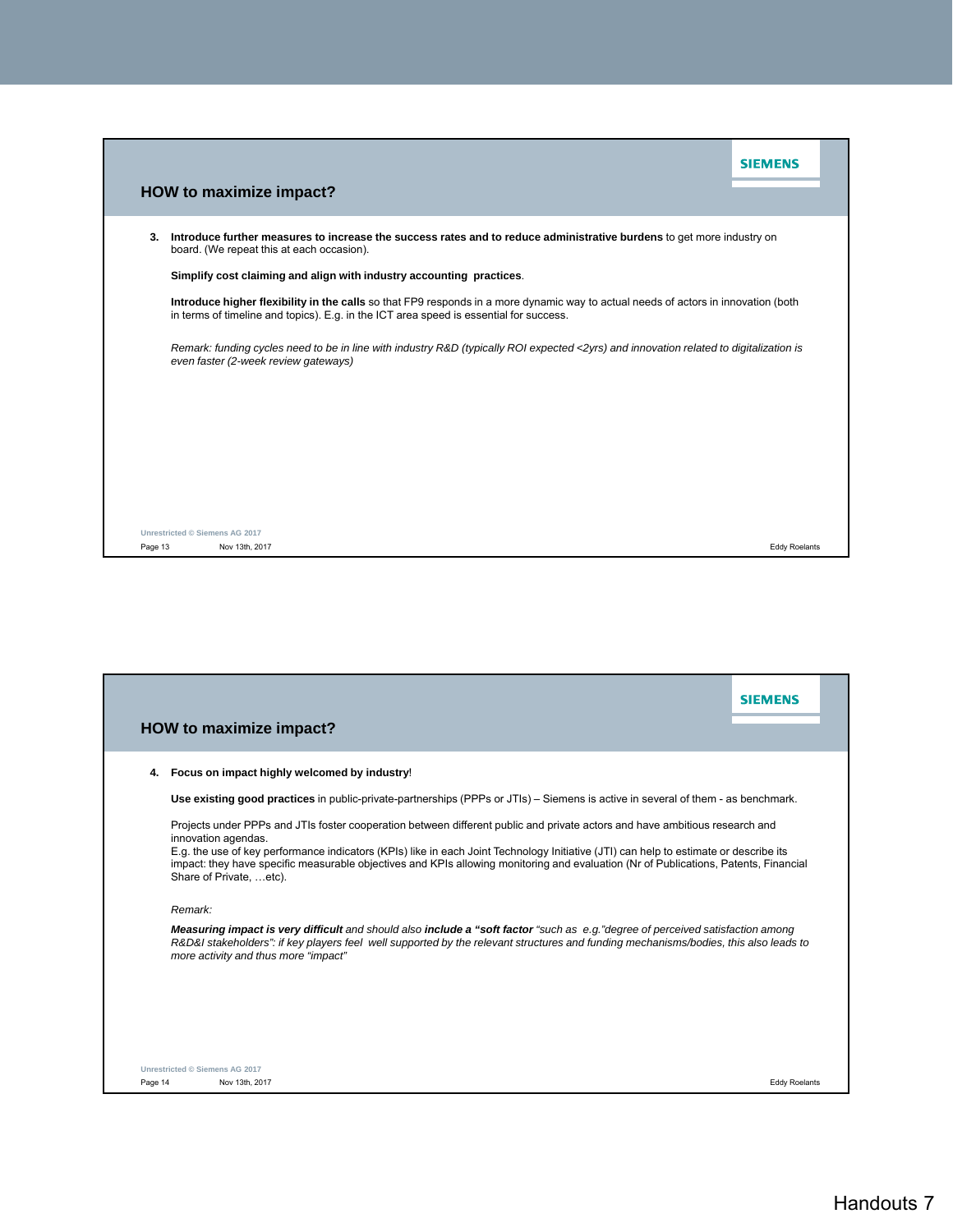## HOW to maximize impact?

3. **Introduce further measures to increase the success rates and to reduce administrative burdens** to get more industry on board. (We repeat this at each occasion).

   **Simplify cost claiming and align with industry accounting practices**.

   **Introduce higher flexibility in the calls** so that FP9 responds in a more dynamic way to actual needs of actors in innovation (both in terms of timeline and topics). E.g. in the ICT area speed is essential for success.

   *Remark: funding cycles need to be in line with industry R&D (typically ROI expected <2yrs) and innovation related to digitalization is even faster (2-week review gateways)*

Unrestricted © Siemens AG 2017

Nov 13th, 2017 — Eddy Roelants

## HOW to maximize impact?

4. **Focus on impact highly welcomed by industry**!

   **Use existing good practices** in public-private-partnerships (PPPs or JTIs) – Siemens is active in several of them - as benchmark.

   Projects under PPPs and JTIs foster cooperation between different public and private actors and have ambitious research and innovation agendas.
   E.g. the use of key performance indicators (KPIs) like in each Joint Technology Initiative (JTI) can help to estimate or describe its impact: they have specific measurable objectives and KPIs allowing monitoring and evaluation (Nr of Publications, Patents, Financial Share of Private, …etc).

   *Remark:*

   ***Measuring impact is very difficult** and should also **include a "soft factor** "such as e.g."degree of perceived satisfaction among R&D&I stakeholders": if key players feel well supported by the relevant structures and funding mechanisms/bodies, this also leads to more activity and thus more "impact"*

Unrestricted © Siemens AG 2017

Nov 13th, 2017 — Eddy Roelants

Handouts 7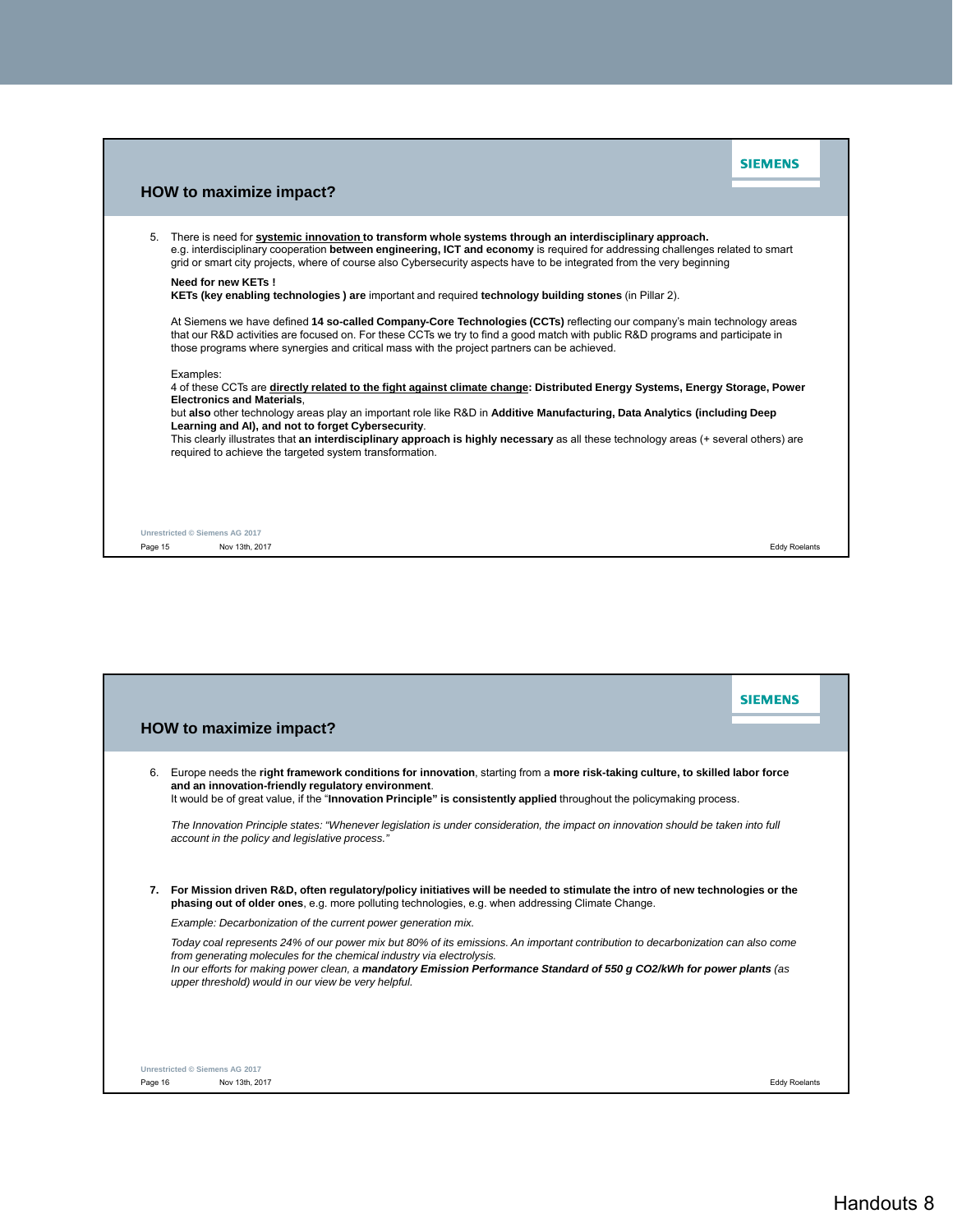## HOW to maximize impact?

5. There is need for **systemic innovation to transform whole systems through an interdisciplinary approach.**
   e.g. interdisciplinary cooperation **between engineering, ICT and economy** is required for addressing challenges related to smart grid or smart city projects, where of course also Cybersecurity aspects have to be integrated from the very beginning

   **Need for new KETs !**
   **KETs (key enabling technologies ) are** important and required **technology building stones** (in Pillar 2).

   At Siemens we have defined **14 so-called Company-Core Technologies (CCTs)** reflecting our company's main technology areas that our R&D activities are focused on. For these CCTs we try to find a good match with public R&D programs and participate in those programs where synergies and critical mass with the project partners can be achieved.

   Examples:
   4 of these CCTs are **directly related to the fight against climate change: Distributed Energy Systems, Energy Storage, Power Electronics and Materials**,
   but **also** other technology areas play an important role like R&D in **Additive Manufacturing, Data Analytics (including Deep Learning and AI), and not to forget Cybersecurity**.
   This clearly illustrates that **an interdisciplinary approach is highly necessary** as all these technology areas (+ several others) are required to achieve the targeted system transformation.

Unrestricted © Siemens AG 2017

## HOW to maximize impact?

6. Europe needs the **right framework conditions for innovation**, starting from a **more risk-taking culture, to skilled labor force and an innovation-friendly regulatory environment**.
   It would be of great value, if the "**Innovation Principle" is consistently applied** throughout the policymaking process.

   *The Innovation Principle states: "Whenever legislation is under consideration, the impact on innovation should be taken into full account in the policy and legislative process."*

7. **For Mission driven R&D, often regulatory/policy initiatives will be needed to stimulate the intro of new technologies or the phasing out of older ones**, e.g. more polluting technologies, e.g. when addressing Climate Change.

   *Example: Decarbonization of the current power generation mix.*

   *Today coal represents 24% of our power mix but 80% of its emissions. An important contribution to decarbonization can also come from generating molecules for the chemical industry via electrolysis.*
   *In our efforts for making power clean, a **mandatory Emission Performance Standard of 550 g CO2/kWh for power plants** (as upper threshold) would in our view be very helpful.*

Unrestricted © Siemens AG 2017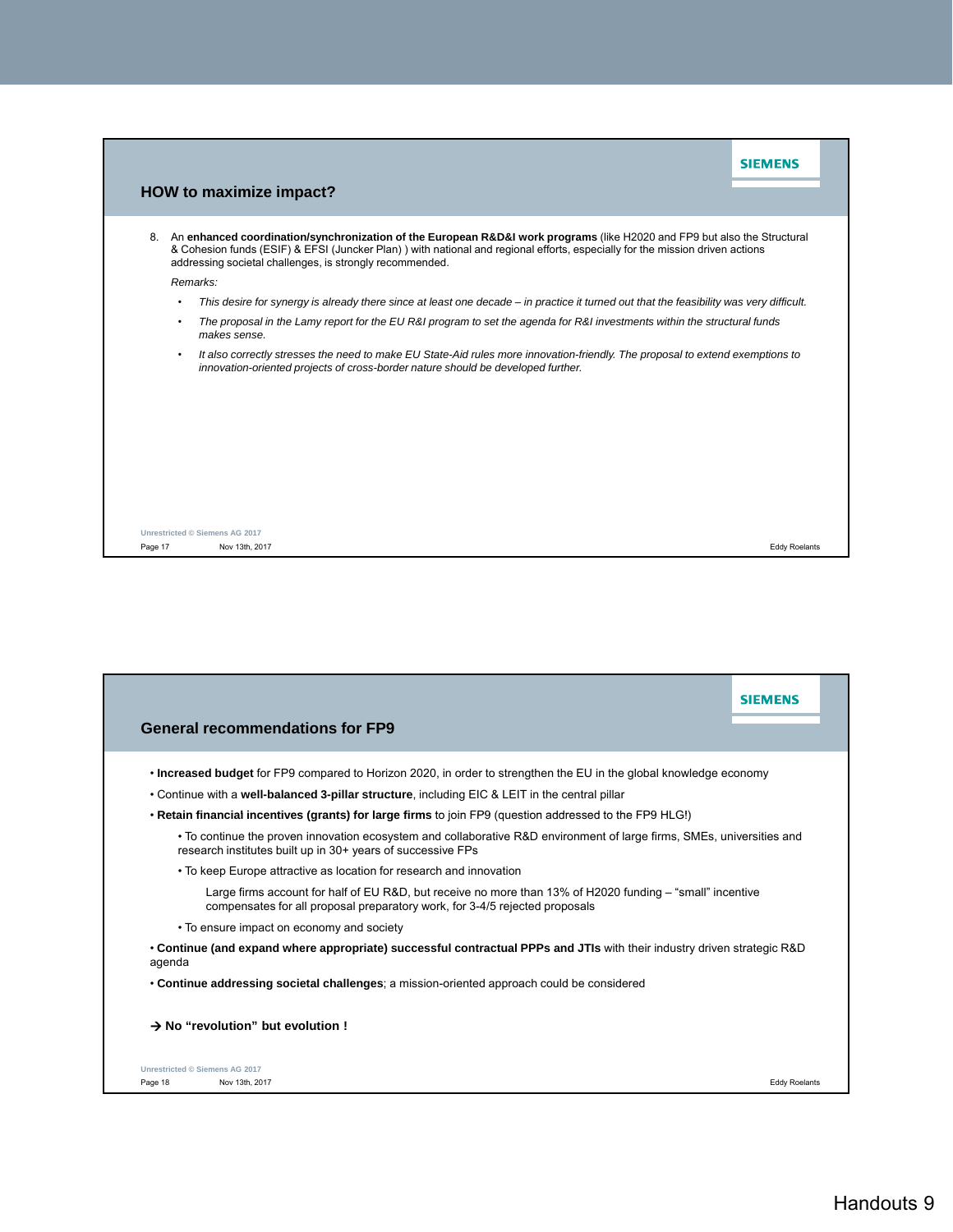## HOW to maximize impact?

8. An **enhanced coordination/synchronization of the European R&D&I work programs** (like H2020 and FP9 but also the Structural & Cohesion funds (ESIF) & EFSI (Juncker Plan) ) with national and regional efforts, especially for the mission driven actions addressing societal challenges, is strongly recommended.

   *Remarks:*

   - *This desire for synergy is already there since at least one decade – in practice it turned out that the feasibility was very difficult.*
   - *The proposal in the Lamy report for the EU R&I program to set the agenda for R&I investments within the structural funds makes sense.*
   - *It also correctly stresses the need to make EU State-Aid rules more innovation-friendly. The proposal to extend exemptions to innovation-oriented projects of cross-border nature should be developed further.*

## General recommendations for FP9

- **Increased budget** for FP9 compared to Horizon 2020, in order to strengthen the EU in the global knowledge economy
- Continue with a **well-balanced 3-pillar structure**, including EIC & LEIT in the central pillar
- **Retain financial incentives (grants) for large firms** to join FP9 (question addressed to the FP9 HLG!)
  - To continue the proven innovation ecosystem and collaborative R&D environment of large firms, SMEs, universities and research institutes built up in 30+ years of successive FPs
  - To keep Europe attractive as location for research and innovation

    Large firms account for half of EU R&D, but receive no more than 13% of H2020 funding – "small" incentive compensates for all proposal preparatory work, for 3-4/5 rejected proposals
  - To ensure impact on economy and society
- **Continue (and expand where appropriate) successful contractual PPPs and JTIs** with their industry driven strategic R&D agenda
- **Continue addressing societal challenges**; a mission-oriented approach could be considered

**→ No "revolution" but evolution !**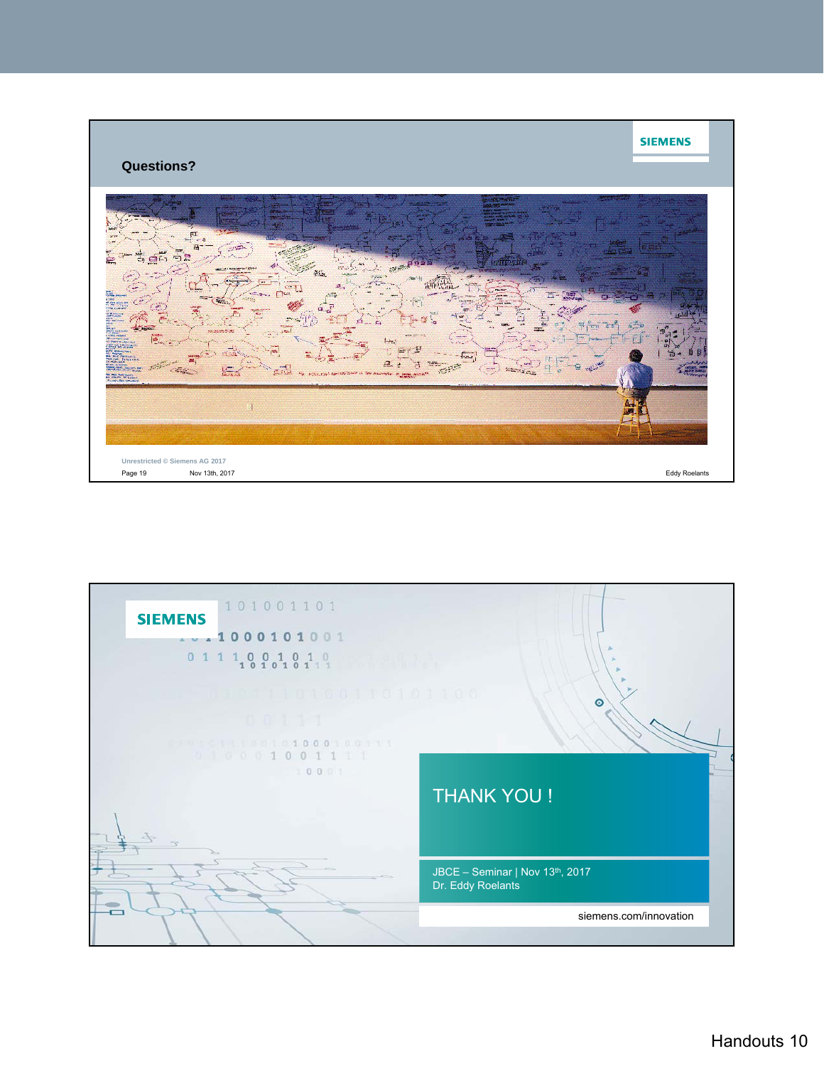## Questions?

SIEMENS

Unrestricted © Siemens AG 2017

Page 19 Nov 13th, 2017 Eddy Roelants

SIEMENS

THANK YOU !

JBCE – Seminar | Nov 13th, 2017
Dr. Eddy Roelants

siemens.com/innovation